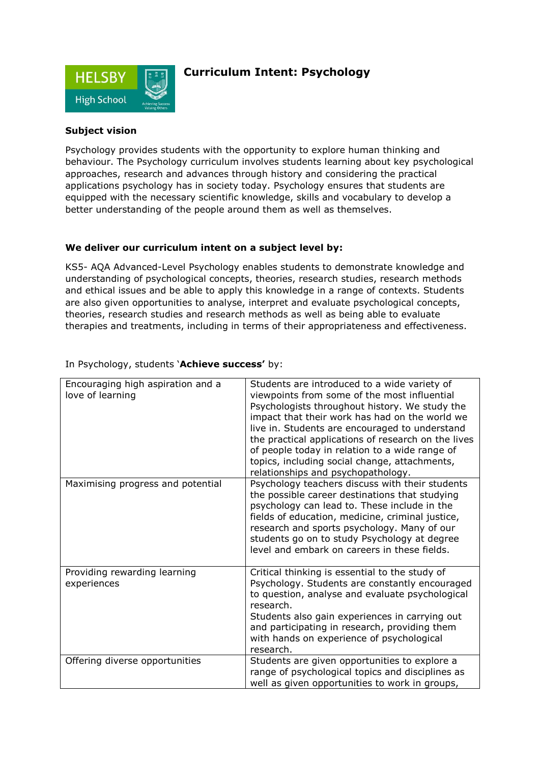# Curriculum Intent: Psychology

**Subject vision**

Psychology provides students with the opportunity to explore human thinking and behaviour. The Psychology curriculum involves students learning about key psychological approaches, research and advances through history and considering the practical applications psychology has in society today. Psychology ensures that students are equipped with the necessary scientific knowledge, skills and vocabulary to develop a better understanding of the people around them as well as themselves.

**We deliver our curriculum intent on a subject level by:**

KS5- AQA Advanced-Level Psychology enables students to demonstrate knowledge and understanding of psychological concepts, theories, research studies, research methods and ethical issues and be able to apply this knowledge in a range of contexts. Students are also given opportunities to analyse, interpret and evaluate psychological concepts, theories, research studies and research methods as well as being able to evaluate therapies and treatments, including in terms of their appropriateness and effectiveness.

In Psychology, students '**Achieve success'** by:

| | |
|---|---|
| Encouraging high aspiration and a love of learning | Students are introduced to a wide variety of viewpoints from some of the most influential Psychologists throughout history. We study the impact that their work has had on the world we live in. Students are encouraged to understand the practical applications of research on the lives of people today in relation to a wide range of topics, including social change, attachments, relationships and psychopathology. |
| Maximising progress and potential | Psychology teachers discuss with their students the possible career destinations that studying psychology can lead to. These include in the fields of education, medicine, criminal justice, research and sports psychology. Many of our students go on to study Psychology at degree level and embark on careers in these fields. |
| Providing rewarding learning experiences | Critical thinking is essential to the study of Psychology. Students are constantly encouraged to question, analyse and evaluate psychological research.<br>Students also gain experiences in carrying out and participating in research, providing them with hands on experience of psychological research. |
| Offering diverse opportunities | Students are given opportunities to explore a range of psychological topics and disciplines as well as given opportunities to work in groups, |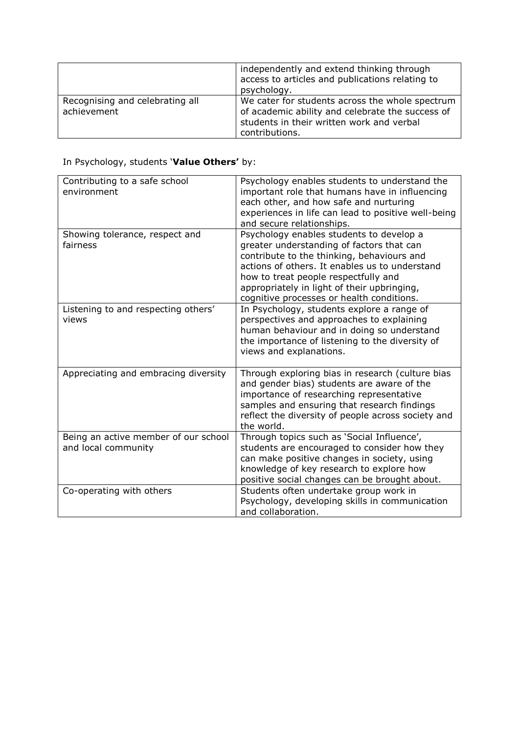| | |
|---|---|
| | independently and extend thinking through access to articles and publications relating to psychology. |
| Recognising and celebrating all achievement | We cater for students across the whole spectrum of academic ability and celebrate the success of students in their written work and verbal contributions. |

In Psychology, students '**Value Others'** by:

| | |
|---|---|
| Contributing to a safe school environment | Psychology enables students to understand the important role that humans have in influencing each other, and how safe and nurturing experiences in life can lead to positive well-being and secure relationships. |
| Showing tolerance, respect and fairness | Psychology enables students to develop a greater understanding of factors that can contribute to the thinking, behaviours and actions of others. It enables us to understand how to treat people respectfully and appropriately in light of their upbringing, cognitive processes or health conditions. |
| Listening to and respecting others' views | In Psychology, students explore a range of perspectives and approaches to explaining human behaviour and in doing so understand the importance of listening to the diversity of views and explanations. |
| Appreciating and embracing diversity | Through exploring bias in research (culture bias and gender bias) students are aware of the importance of researching representative samples and ensuring that research findings reflect the diversity of people across society and the world. |
| Being an active member of our school and local community | Through topics such as 'Social Influence', students are encouraged to consider how they can make positive changes in society, using knowledge of key research to explore how positive social changes can be brought about. |
| Co-operating with others | Students often undertake group work in Psychology, developing skills in communication and collaboration. |